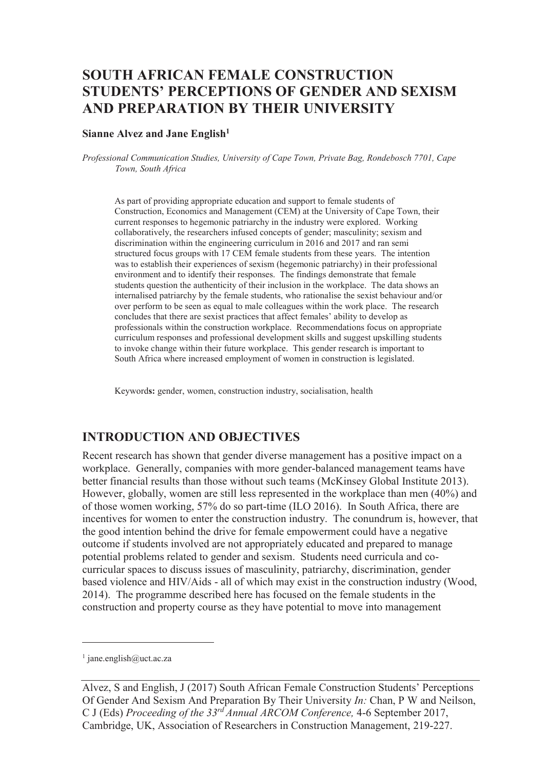# SOUTH AFRICAN FEMALE CONSTRUCTION STUDENTS' PERCEPTIONS OF GENDER AND SEXISM AND PREPARATION BY THEIR UNIVERSITY

**Sianne Alvez and Jane English[1]**

*Professional Communication Studies, University of Cape Town, Private Bag, Rondebosch 7701, Cape Town, South Africa*

As part of providing appropriate education and support to female students of Construction, Economics and Management (CEM) at the University of Cape Town, their current responses to hegemonic patriarchy in the industry were explored. Working collaboratively, the researchers infused concepts of gender; masculinity; sexism and discrimination within the engineering curriculum in 2016 and 2017 and ran semi structured focus groups with 17 CEM female students from these years. The intention was to establish their experiences of sexism (hegemonic patriarchy) in their professional environment and to identify their responses. The findings demonstrate that female students question the authenticity of their inclusion in the workplace. The data shows an internalised patriarchy by the female students, who rationalise the sexist behaviour and/or over perform to be seen as equal to male colleagues within the work place. The research concludes that there are sexist practices that affect females' ability to develop as professionals within the construction workplace. Recommendations focus on appropriate curriculum responses and professional development skills and suggest upskilling students to invoke change within their future workplace. This gender research is important to South Africa where increased employment of women in construction is legislated.

Keyword**s:** gender, women, construction industry, socialisation, health

## INTRODUCTION AND OBJECTIVES

Recent research has shown that gender diverse management has a positive impact on a workplace. Generally, companies with more gender-balanced management teams have better financial results than those without such teams (McKinsey Global Institute 2013). However, globally, women are still less represented in the workplace than men (40%) and of those women working, 57% do so part-time (ILO 2016). In South Africa, there are incentives for women to enter the construction industry. The conundrum is, however, that the good intention behind the drive for female empowerment could have a negative outcome if students involved are not appropriately educated and prepared to manage potential problems related to gender and sexism. Students need curricula and co-curricular spaces to discuss issues of masculinity, patriarchy, discrimination, gender based violence and HIV/Aids - all of which may exist in the construction industry (Wood, 2014). The programme described here has focused on the female students in the construction and property course as they have potential to move into management

[1] jane.english@uct.ac.za

Alvez, S and English, J (2017) South African Female Construction Students' Perceptions Of Gender And Sexism And Preparation By Their University *In:* Chan, P W and Neilson, C J (Eds) *Proceeding of the 33rd Annual ARCOM Conference,* 4-6 September 2017, Cambridge, UK, Association of Researchers in Construction Management, 219-227.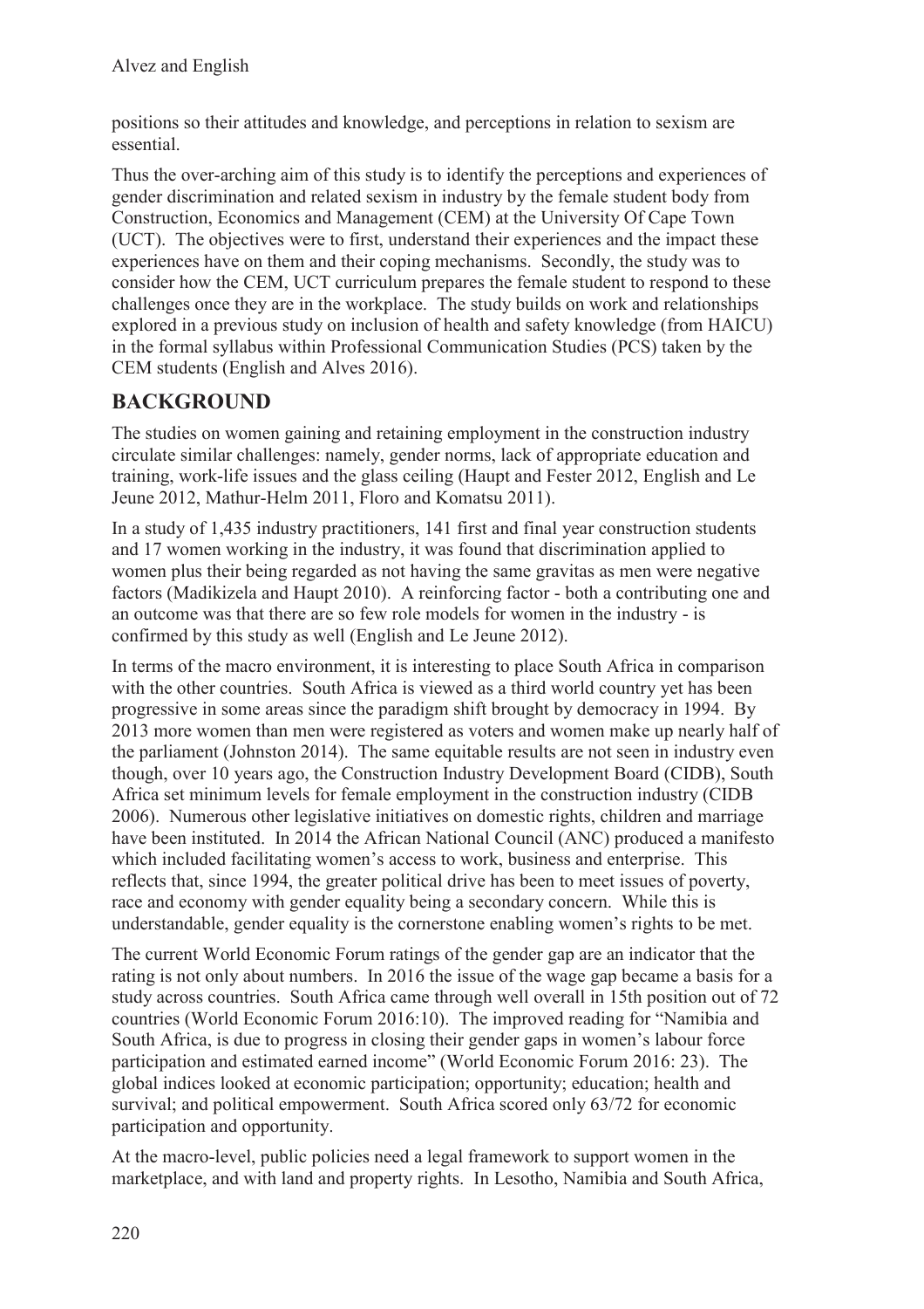positions so their attitudes and knowledge, and perceptions in relation to sexism are essential.

Thus the over-arching aim of this study is to identify the perceptions and experiences of gender discrimination and related sexism in industry by the female student body from Construction, Economics and Management (CEM) at the University Of Cape Town (UCT). The objectives were to first, understand their experiences and the impact these experiences have on them and their coping mechanisms. Secondly, the study was to consider how the CEM, UCT curriculum prepares the female student to respond to these challenges once they are in the workplace. The study builds on work and relationships explored in a previous study on inclusion of health and safety knowledge (from HAICU) in the formal syllabus within Professional Communication Studies (PCS) taken by the CEM students (English and Alves 2016).

## BACKGROUND

The studies on women gaining and retaining employment in the construction industry circulate similar challenges: namely, gender norms, lack of appropriate education and training, work-life issues and the glass ceiling (Haupt and Fester 2012, English and Le Jeune 2012, Mathur-Helm 2011, Floro and Komatsu 2011).

In a study of 1,435 industry practitioners, 141 first and final year construction students and 17 women working in the industry, it was found that discrimination applied to women plus their being regarded as not having the same gravitas as men were negative factors (Madikizela and Haupt 2010). A reinforcing factor - both a contributing one and an outcome was that there are so few role models for women in the industry - is confirmed by this study as well (English and Le Jeune 2012).

In terms of the macro environment, it is interesting to place South Africa in comparison with the other countries. South Africa is viewed as a third world country yet has been progressive in some areas since the paradigm shift brought by democracy in 1994. By 2013 more women than men were registered as voters and women make up nearly half of the parliament (Johnston 2014). The same equitable results are not seen in industry even though, over 10 years ago, the Construction Industry Development Board (CIDB), South Africa set minimum levels for female employment in the construction industry (CIDB 2006). Numerous other legislative initiatives on domestic rights, children and marriage have been instituted. In 2014 the African National Council (ANC) produced a manifesto which included facilitating women's access to work, business and enterprise. This reflects that, since 1994, the greater political drive has been to meet issues of poverty, race and economy with gender equality being a secondary concern. While this is understandable, gender equality is the cornerstone enabling women's rights to be met.

The current World Economic Forum ratings of the gender gap are an indicator that the rating is not only about numbers. In 2016 the issue of the wage gap became a basis for a study across countries. South Africa came through well overall in 15th position out of 72 countries (World Economic Forum 2016:10). The improved reading for "Namibia and South Africa, is due to progress in closing their gender gaps in women's labour force participation and estimated earned income" (World Economic Forum 2016: 23). The global indices looked at economic participation; opportunity; education; health and survival; and political empowerment. South Africa scored only 63/72 for economic participation and opportunity.

At the macro-level, public policies need a legal framework to support women in the marketplace, and with land and property rights. In Lesotho, Namibia and South Africa,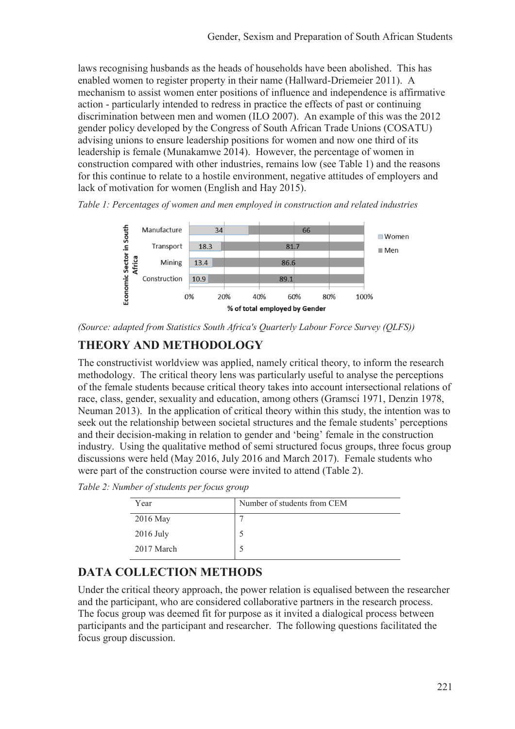laws recognising husbands as the heads of households have been abolished. This has enabled women to register property in their name (Hallward-Driemeier 2011). A mechanism to assist women enter positions of influence and independence is affirmative action - particularly intended to redress in practice the effects of past or continuing discrimination between men and women (ILO 2007). An example of this was the 2012 gender policy developed by the Congress of South African Trade Unions (COSATU) advising unions to ensure leadership positions for women and now one third of its leadership is female (Munakamwe 2014). However, the percentage of women in construction compared with other industries, remains low (see Table 1) and the reasons for this continue to relate to a hostile environment, negative attitudes of employers and lack of motivation for women (English and Hay 2015).

*Table 1: Percentages of women and men employed in construction and related industries*

| Economic Sector in South Africa | Women (% of total employed) | Men (% of total employed) |
|---|---|---|
| Manufacture | 34 | 66 |
| Transport | 18.3 | 81.7 |
| Mining | 13.4 | 86.6 |
| Construction | 10.9 | 89.1 |

*(Source: adapted from Statistics South Africa's Quarterly Labour Force Survey (QLFS))*

## THEORY AND METHODOLOGY

The constructivist worldview was applied, namely critical theory, to inform the research methodology. The critical theory lens was particularly useful to analyse the perceptions of the female students because critical theory takes into account intersectional relations of race, class, gender, sexuality and education, among others (Gramsci 1971, Denzin 1978, Neuman 2013). In the application of critical theory within this study, the intention was to seek out the relationship between societal structures and the female students' perceptions and their decision-making in relation to gender and 'being' female in the construction industry. Using the qualitative method of semi structured focus groups, three focus group discussions were held (May 2016, July 2016 and March 2017). Female students who were part of the construction course were invited to attend (Table 2).

*Table 2: Number of students per focus group*

| Year | Number of students from CEM |
|---|---|
| 2016 May | 7 |
| 2016 July | 5 |
| 2017 March | 5 |

## DATA COLLECTION METHODS

Under the critical theory approach, the power relation is equalised between the researcher and the participant, who are considered collaborative partners in the research process. The focus group was deemed fit for purpose as it invited a dialogical process between participants and the participant and researcher. The following questions facilitated the focus group discussion.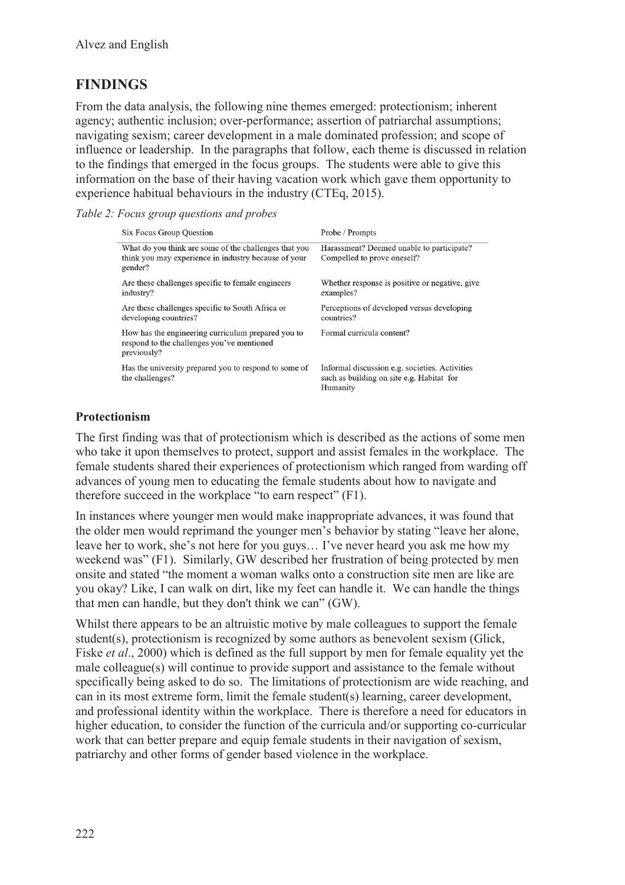## FINDINGS

From the data analysis, the following nine themes emerged: protectionism; inherent agency; authentic inclusion; over-performance; assertion of patriarchal assumptions; navigating sexism; career development in a male dominated profession; and scope of influence or leadership. In the paragraphs that follow, each theme is discussed in relation to the findings that emerged in the focus groups. The students were able to give this information on the base of their having vacation work which gave them opportunity to experience habitual behaviours in the industry (CTEq, 2015).

*Table 2: Focus group questions and probes*

| Six Focus Group Question | Probe / Prompts |
|---|---|
| What do you think are some of the challenges that you think you may experience in industry because of your gender? | Harassment? Deemed unable to participate? Compelled to prove oneself? |
| Are these challenges specific to female engineers industry? | Whether response is positive or negative, give examples? |
| Are these challenges specific to South Africa or developing countries? | Perceptions of developed versus developing countries? |
| How has the engineering curriculum prepared you to respond to the challenges you've mentioned previously? | Formal curricula content? |
| Has the university prepared you to respond to some of the challenges? | Informal discussion e.g. societies. Activities such as building on site e.g. Habitat for Humanity |

### Protectionism

The first finding was that of protectionism which is described as the actions of some men who take it upon themselves to protect, support and assist females in the workplace. The female students shared their experiences of protectionism which ranged from warding off advances of young men to educating the female students about how to navigate and therefore succeed in the workplace "to earn respect" (F1).

In instances where younger men would make inappropriate advances, it was found that the older men would reprimand the younger men's behavior by stating "leave her alone, leave her to work, she's not here for you guys… I've never heard you ask me how my weekend was" (F1). Similarly, GW described her frustration of being protected by men onsite and stated "the moment a woman walks onto a construction site men are like are you okay? Like, I can walk on dirt, like my feet can handle it. We can handle the things that men can handle, but they don't think we can" (GW).

Whilst there appears to be an altruistic motive by male colleagues to support the female student(s), protectionism is recognized by some authors as benevolent sexism (Glick, Fiske *et al*., 2000) which is defined as the full support by men for female equality yet the male colleague(s) will continue to provide support and assistance to the female without specifically being asked to do so. The limitations of protectionism are wide reaching, and can in its most extreme form, limit the female student(s) learning, career development, and professional identity within the workplace. There is therefore a need for educators in higher education, to consider the function of the curricula and/or supporting co-curricular work that can better prepare and equip female students in their navigation of sexism, patriarchy and other forms of gender based violence in the workplace.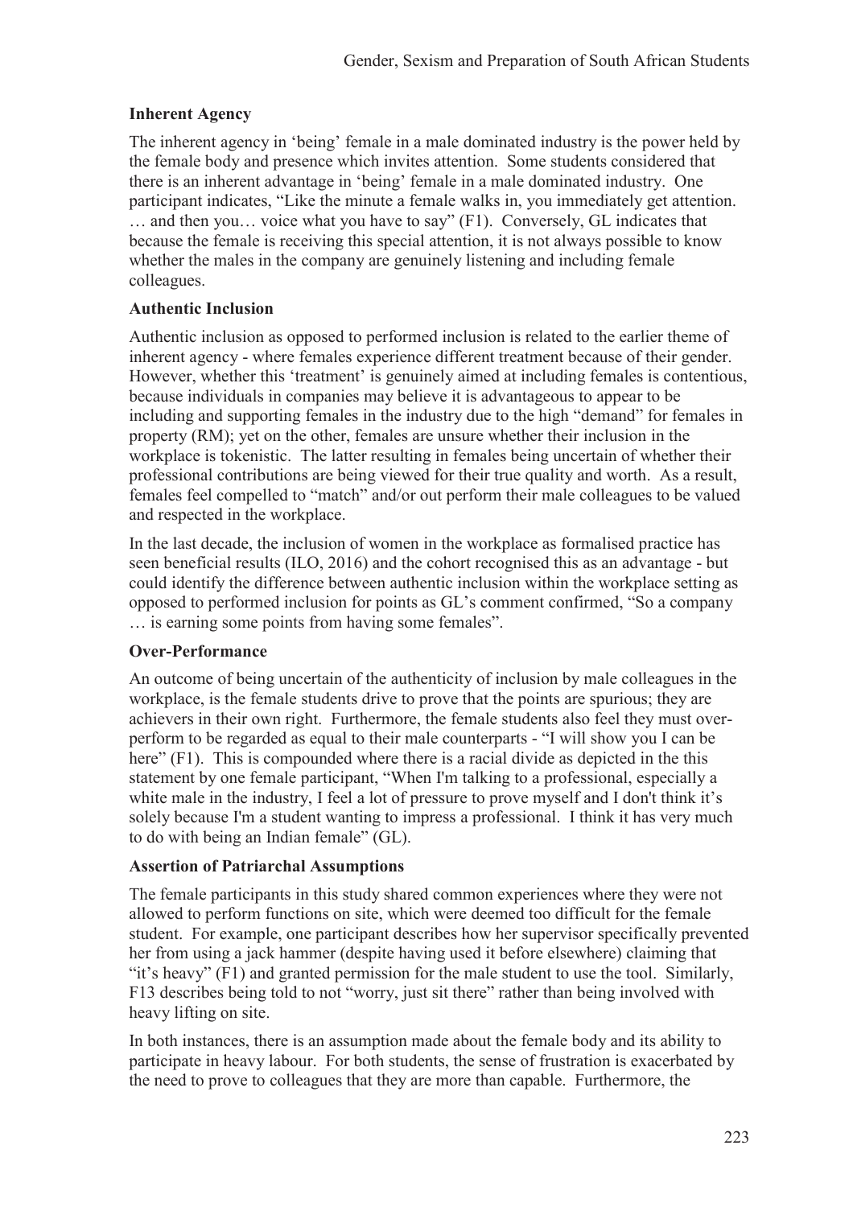### Inherent Agency

The inherent agency in 'being' female in a male dominated industry is the power held by the female body and presence which invites attention. Some students considered that there is an inherent advantage in 'being' female in a male dominated industry. One participant indicates, "Like the minute a female walks in, you immediately get attention. … and then you… voice what you have to say" (F1). Conversely, GL indicates that because the female is receiving this special attention, it is not always possible to know whether the males in the company are genuinely listening and including female colleagues.

### Authentic Inclusion

Authentic inclusion as opposed to performed inclusion is related to the earlier theme of inherent agency - where females experience different treatment because of their gender. However, whether this 'treatment' is genuinely aimed at including females is contentious, because individuals in companies may believe it is advantageous to appear to be including and supporting females in the industry due to the high "demand" for females in property (RM); yet on the other, females are unsure whether their inclusion in the workplace is tokenistic. The latter resulting in females being uncertain of whether their professional contributions are being viewed for their true quality and worth. As a result, females feel compelled to "match" and/or out perform their male colleagues to be valued and respected in the workplace.

In the last decade, the inclusion of women in the workplace as formalised practice has seen beneficial results (ILO, 2016) and the cohort recognised this as an advantage - but could identify the difference between authentic inclusion within the workplace setting as opposed to performed inclusion for points as GL's comment confirmed, "So a company … is earning some points from having some females".

### Over-Performance

An outcome of being uncertain of the authenticity of inclusion by male colleagues in the workplace, is the female students drive to prove that the points are spurious; they are achievers in their own right. Furthermore, the female students also feel they must over-perform to be regarded as equal to their male counterparts - "I will show you I can be here" (F1). This is compounded where there is a racial divide as depicted in the this statement by one female participant, "When I'm talking to a professional, especially a white male in the industry, I feel a lot of pressure to prove myself and I don't think it's solely because I'm a student wanting to impress a professional. I think it has very much to do with being an Indian female" (GL).

### Assertion of Patriarchal Assumptions

The female participants in this study shared common experiences where they were not allowed to perform functions on site, which were deemed too difficult for the female student. For example, one participant describes how her supervisor specifically prevented her from using a jack hammer (despite having used it before elsewhere) claiming that "it's heavy" (F1) and granted permission for the male student to use the tool. Similarly, F13 describes being told to not "worry, just sit there" rather than being involved with heavy lifting on site.

In both instances, there is an assumption made about the female body and its ability to participate in heavy labour. For both students, the sense of frustration is exacerbated by the need to prove to colleagues that they are more than capable. Furthermore, the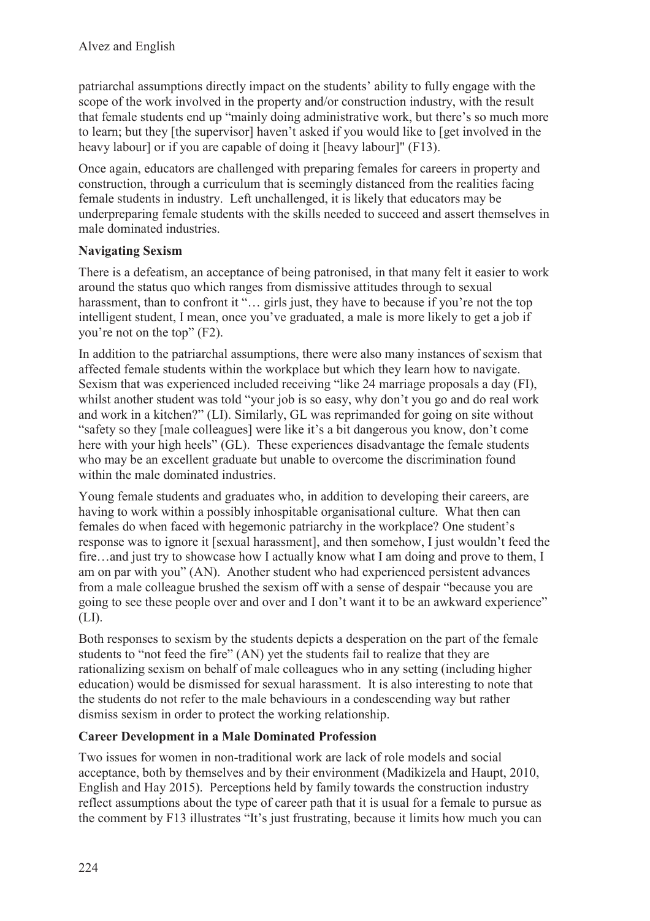patriarchal assumptions directly impact on the students' ability to fully engage with the scope of the work involved in the property and/or construction industry, with the result that female students end up "mainly doing administrative work, but there's so much more to learn; but they [the supervisor] haven't asked if you would like to [get involved in the heavy labour] or if you are capable of doing it [heavy labour]" (F13).

Once again, educators are challenged with preparing females for careers in property and construction, through a curriculum that is seemingly distanced from the realities facing female students in industry. Left unchallenged, it is likely that educators may be underpreparing female students with the skills needed to succeed and assert themselves in male dominated industries.

**Navigating Sexism**

There is a defeatism, an acceptance of being patronised, in that many felt it easier to work around the status quo which ranges from dismissive attitudes through to sexual harassment, than to confront it "… girls just, they have to because if you're not the top intelligent student, I mean, once you've graduated, a male is more likely to get a job if you're not on the top" (F2).

In addition to the patriarchal assumptions, there were also many instances of sexism that affected female students within the workplace but which they learn how to navigate. Sexism that was experienced included receiving "like 24 marriage proposals a day (FI), whilst another student was told "your job is so easy, why don't you go and do real work and work in a kitchen?" (LI). Similarly, GL was reprimanded for going on site without "safety so they [male colleagues] were like it's a bit dangerous you know, don't come here with your high heels" (GL). These experiences disadvantage the female students who may be an excellent graduate but unable to overcome the discrimination found within the male dominated industries.

Young female students and graduates who, in addition to developing their careers, are having to work within a possibly inhospitable organisational culture. What then can females do when faced with hegemonic patriarchy in the workplace? One student's response was to ignore it [sexual harassment], and then somehow, I just wouldn't feed the fire…and just try to showcase how I actually know what I am doing and prove to them, I am on par with you" (AN). Another student who had experienced persistent advances from a male colleague brushed the sexism off with a sense of despair "because you are going to see these people over and over and I don't want it to be an awkward experience" (LI).

Both responses to sexism by the students depicts a desperation on the part of the female students to "not feed the fire" (AN) yet the students fail to realize that they are rationalizing sexism on behalf of male colleagues who in any setting (including higher education) would be dismissed for sexual harassment. It is also interesting to note that the students do not refer to the male behaviours in a condescending way but rather dismiss sexism in order to protect the working relationship.

**Career Development in a Male Dominated Profession**

Two issues for women in non-traditional work are lack of role models and social acceptance, both by themselves and by their environment (Madikizela and Haupt, 2010, English and Hay 2015). Perceptions held by family towards the construction industry reflect assumptions about the type of career path that it is usual for a female to pursue as the comment by F13 illustrates "It's just frustrating, because it limits how much you can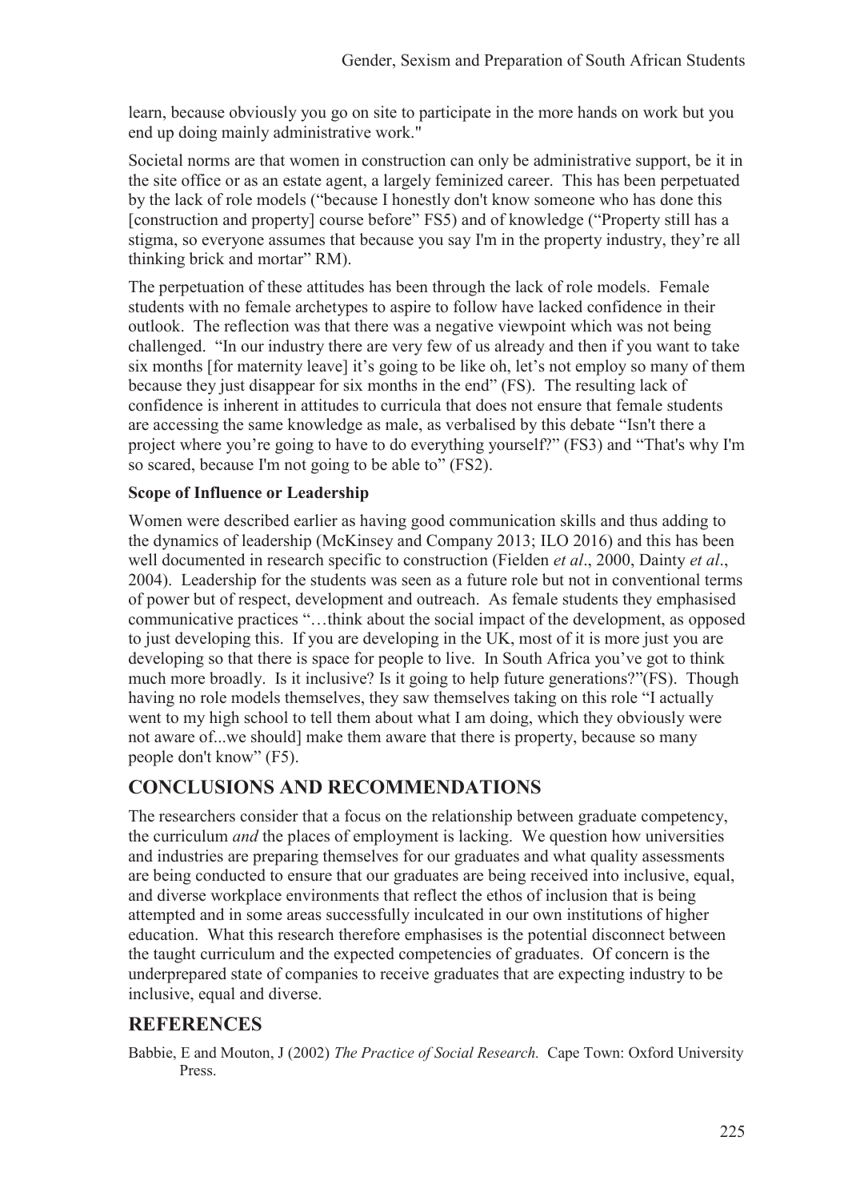learn, because obviously you go on site to participate in the more hands on work but you end up doing mainly administrative work."

Societal norms are that women in construction can only be administrative support, be it in the site office or as an estate agent, a largely feminized career. This has been perpetuated by the lack of role models ("because I honestly don't know someone who has done this [construction and property] course before" FS5) and of knowledge ("Property still has a stigma, so everyone assumes that because you say I'm in the property industry, they're all thinking brick and mortar" RM).

The perpetuation of these attitudes has been through the lack of role models. Female students with no female archetypes to aspire to follow have lacked confidence in their outlook. The reflection was that there was a negative viewpoint which was not being challenged. "In our industry there are very few of us already and then if you want to take six months [for maternity leave] it's going to be like oh, let's not employ so many of them because they just disappear for six months in the end" (FS). The resulting lack of confidence is inherent in attitudes to curricula that does not ensure that female students are accessing the same knowledge as male, as verbalised by this debate "Isn't there a project where you're going to have to do everything yourself?" (FS3) and "That's why I'm so scared, because I'm not going to be able to" (FS2).

**Scope of Influence or Leadership**

Women were described earlier as having good communication skills and thus adding to the dynamics of leadership (McKinsey and Company 2013; ILO 2016) and this has been well documented in research specific to construction (Fielden *et al*., 2000, Dainty *et al*., 2004). Leadership for the students was seen as a future role but not in conventional terms of power but of respect, development and outreach. As female students they emphasised communicative practices "…think about the social impact of the development, as opposed to just developing this. If you are developing in the UK, most of it is more just you are developing so that there is space for people to live. In South Africa you've got to think much more broadly. Is it inclusive? Is it going to help future generations?"(FS). Though having no role models themselves, they saw themselves taking on this role "I actually went to my high school to tell them about what I am doing, which they obviously were not aware of...we should] make them aware that there is property, because so many people don't know" (F5).

## CONCLUSIONS AND RECOMMENDATIONS

The researchers consider that a focus on the relationship between graduate competency, the curriculum *and* the places of employment is lacking. We question how universities and industries are preparing themselves for our graduates and what quality assessments are being conducted to ensure that our graduates are being received into inclusive, equal, and diverse workplace environments that reflect the ethos of inclusion that is being attempted and in some areas successfully inculcated in our own institutions of higher education. What this research therefore emphasises is the potential disconnect between the taught curriculum and the expected competencies of graduates. Of concern is the underprepared state of companies to receive graduates that are expecting industry to be inclusive, equal and diverse.

## REFERENCES

Babbie, E and Mouton, J (2002) *The Practice of Social Research.* Cape Town: Oxford University Press.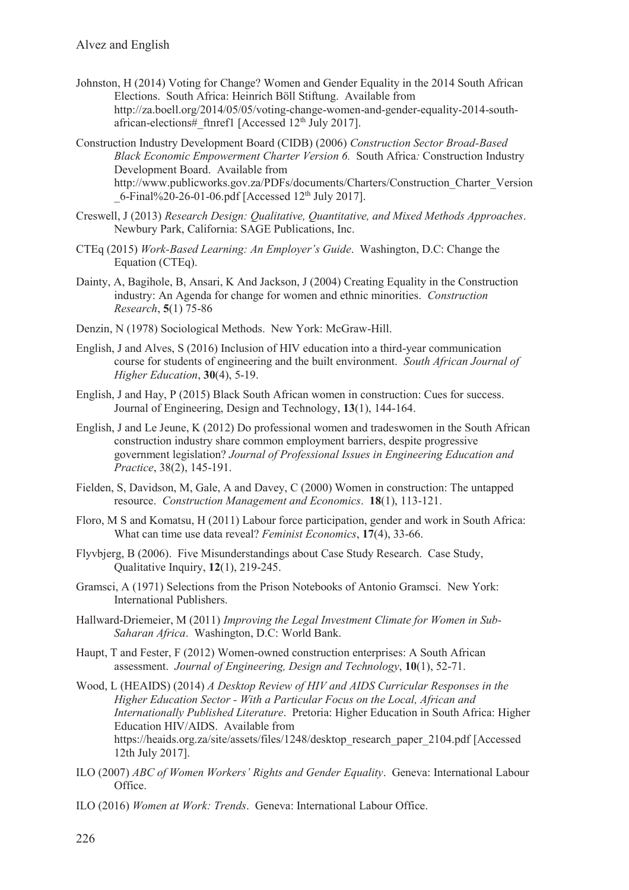Johnston, H (2014) Voting for Change? Women and Gender Equality in the 2014 South African Elections. South Africa: Heinrich Böll Stiftung. Available from http://za.boell.org/2014/05/05/voting-change-women-and-gender-equality-2014-south-african-elections#_ftnref1 [Accessed 12th July 2017].

Construction Industry Development Board (CIDB) (2006) *Construction Sector Broad-Based Black Economic Empowerment Charter Version 6.* South Africa*:* Construction Industry Development Board. Available from http://www.publicworks.gov.za/PDFs/documents/Charters/Construction_Charter_Version_6-Final%20-26-01-06.pdf [Accessed 12th July 2017].

Creswell, J (2013) *Research Design: Qualitative, Quantitative, and Mixed Methods Approaches*. Newbury Park, California: SAGE Publications, Inc.

CTEq (2015) *Work-Based Learning: An Employer's Guide*. Washington, D.C: Change the Equation (CTEq).

Dainty, A, Bagihole, B, Ansari, K And Jackson, J (2004) Creating Equality in the Construction industry: An Agenda for change for women and ethnic minorities. *Construction Research*, **5**(1) 75-86

Denzin, N (1978) Sociological Methods. New York: McGraw-Hill.

English, J and Alves, S (2016) Inclusion of HIV education into a third-year communication course for students of engineering and the built environment. *South African Journal of Higher Education*, **30**(4), 5-19.

English, J and Hay, P (2015) Black South African women in construction: Cues for success. Journal of Engineering, Design and Technology, **13**(1), 144-164.

English, J and Le Jeune, K (2012) Do professional women and tradeswomen in the South African construction industry share common employment barriers, despite progressive government legislation? *Journal of Professional Issues in Engineering Education and Practice*, 38(2), 145-191.

Fielden, S, Davidson, M, Gale, A and Davey, C (2000) Women in construction: The untapped resource. *Construction Management and Economics*. **18**(1), 113-121.

Floro, M S and Komatsu, H (2011) Labour force participation, gender and work in South Africa: What can time use data reveal? *Feminist Economics*, **17**(4), 33-66.

Flyvbjerg, B (2006). Five Misunderstandings about Case Study Research. Case Study, Qualitative Inquiry, **12**(1), 219-245.

Gramsci, A (1971) Selections from the Prison Notebooks of Antonio Gramsci. New York: International Publishers.

Hallward-Driemeier, M (2011) *Improving the Legal Investment Climate for Women in Sub-Saharan Africa*. Washington, D.C: World Bank.

Haupt, T and Fester, F (2012) Women-owned construction enterprises: A South African assessment. *Journal of Engineering, Design and Technology*, **10**(1), 52-71.

Wood, L (HEAIDS) (2014) *A Desktop Review of HIV and AIDS Curricular Responses in the Higher Education Sector - With a Particular Focus on the Local, African and Internationally Published Literature*. Pretoria: Higher Education in South Africa: Higher Education HIV/AIDS. Available from https://heaids.org.za/site/assets/files/1248/desktop_research_paper_2104.pdf [Accessed 12th July 2017].

ILO (2007) *ABC of Women Workers' Rights and Gender Equality*. Geneva: International Labour Office.

ILO (2016) *Women at Work: Trends*. Geneva: International Labour Office.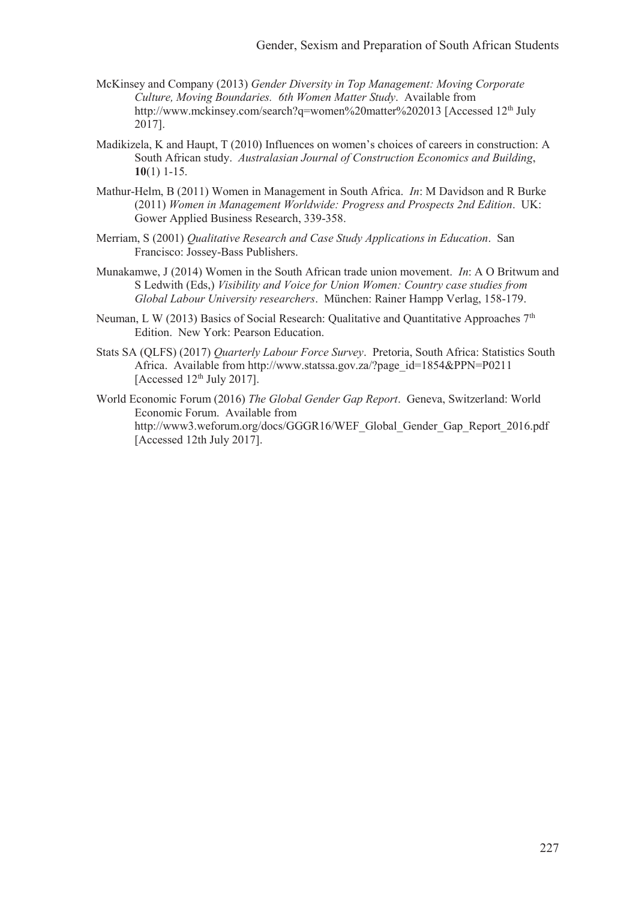McKinsey and Company (2013) *Gender Diversity in Top Management: Moving Corporate Culture, Moving Boundaries. 6th Women Matter Study*. Available from http://www.mckinsey.com/search?q=women%20matter%202013 [Accessed 12th July 2017].

Madikizela, K and Haupt, T (2010) Influences on women's choices of careers in construction: A South African study. *Australasian Journal of Construction Economics and Building*, **10**(1) 1-15.

Mathur-Helm, B (2011) Women in Management in South Africa. *In*: M Davidson and R Burke (2011) *Women in Management Worldwide: Progress and Prospects 2nd Edition*. UK: Gower Applied Business Research, 339-358.

Merriam, S (2001) *Qualitative Research and Case Study Applications in Education*. San Francisco: Jossey-Bass Publishers.

Munakamwe, J (2014) Women in the South African trade union movement. *In*: A O Britwum and S Ledwith (Eds,) *Visibility and Voice for Union Women: Country case studies from Global Labour University researchers*. München: Rainer Hampp Verlag, 158-179.

Neuman, L W (2013) Basics of Social Research: Qualitative and Quantitative Approaches 7th Edition. New York: Pearson Education.

Stats SA (QLFS) (2017) *Quarterly Labour Force Survey*. Pretoria, South Africa: Statistics South Africa. Available from http://www.statssa.gov.za/?page_id=1854&PPN=P0211 [Accessed 12th July 2017].

World Economic Forum (2016) *The Global Gender Gap Report*. Geneva, Switzerland: World Economic Forum. Available from http://www3.weforum.org/docs/GGGR16/WEF_Global_Gender_Gap_Report_2016.pdf [Accessed 12th July 2017].